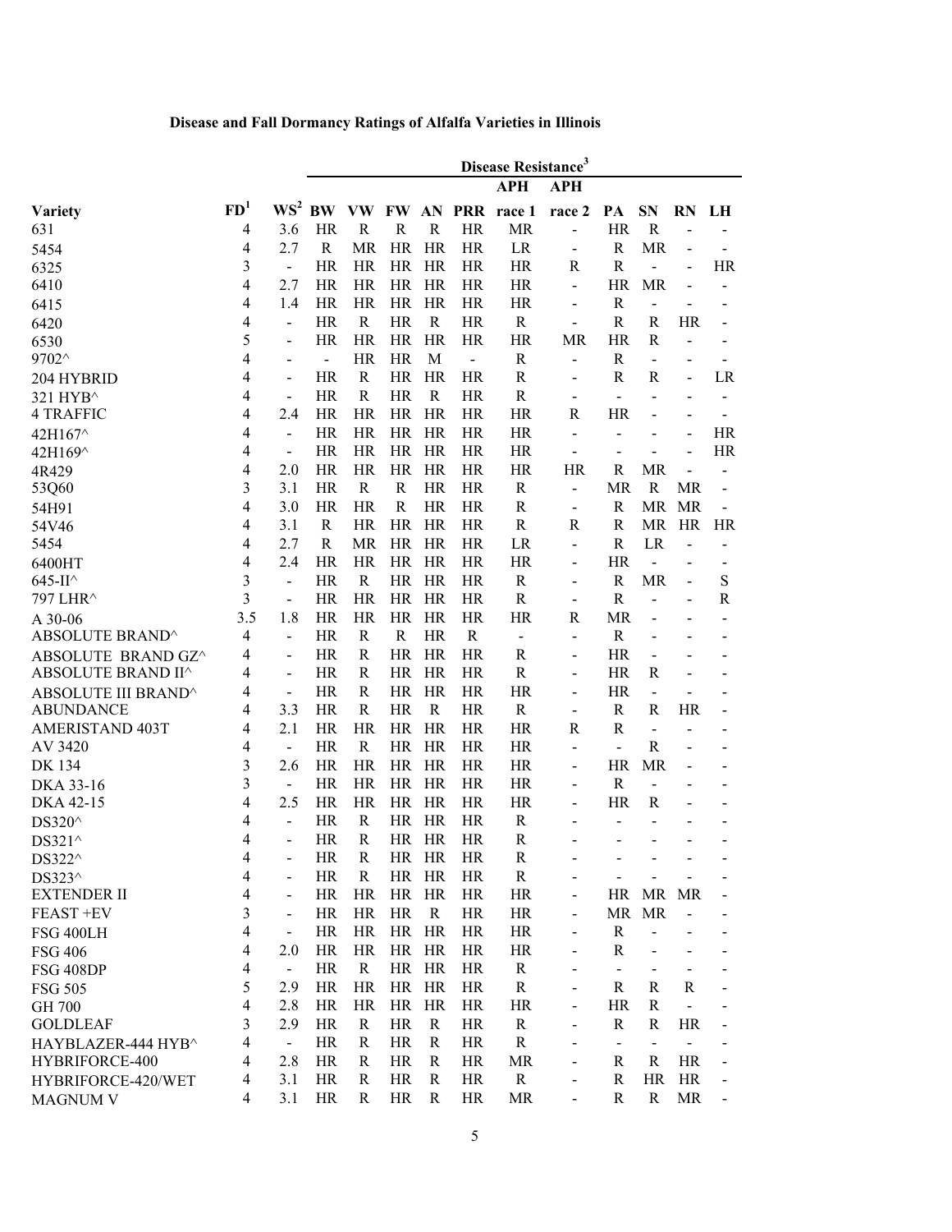**Disease and Fall Dormancy Ratings of Alfalfa Varieties in Illinois**

| | | | Disease Resistance[3] | | | | | | | | | | |
|---|---|---|---|---|---|---|---|---|---|---|---|---|---|
| | | | | | | | | APH | APH | | | | |
| Variety | FD[1] | WS[2] | BW | VW | FW | AN | PRR | race 1 | race 2 | PA | SN | RN | LH |
| 631 | 4 | 3.6 | HR | R | R | R | HR | MR | - | HR | R | - | - |
| 5454 | 4 | 2.7 | R | MR | HR | HR | HR | LR | - | R | MR | - | - |
| 6325 | 3 | - | HR | HR | HR | HR | HR | HR | R | R | - | - | HR |
| 6410 | 4 | 2.7 | HR | HR | HR | HR | HR | HR | - | HR | MR | - | - |
| 6415 | 4 | 1.4 | HR | HR | HR | HR | HR | HR | - | R | - | - | - |
| 6420 | 4 | - | HR | R | HR | R | HR | R | - | R | R | HR | - |
| 6530 | 5 | - | HR | HR | HR | HR | HR | HR | MR | HR | R | - | - |
| 9702^ | 4 | - | - | HR | HR | M | - | R | - | R | - | - | - |
| 204 HYBRID | 4 | - | HR | R | HR | HR | HR | R | - | R | R | - | LR |
| 321 HYB^ | 4 | - | HR | R | HR | R | HR | R | - | - | - | - | - |
| 4 TRAFFIC | 4 | 2.4 | HR | HR | HR | HR | HR | HR | R | HR | - | - | - |
| 42H167^ | 4 | - | HR | HR | HR | HR | HR | HR | - | - | - | - | HR |
| 42H169^ | 4 | - | HR | HR | HR | HR | HR | HR | - | - | - | - | HR |
| 4R429 | 4 | 2.0 | HR | HR | HR | HR | HR | HR | HR | R | MR | - | - |
| 53Q60 | 3 | 3.1 | HR | R | R | HR | HR | R | - | MR | R | MR | - |
| 54H91 | 4 | 3.0 | HR | HR | R | HR | HR | R | - | R | MR | MR | - |
| 54V46 | 4 | 3.1 | R | HR | HR | HR | HR | R | R | R | MR | HR | HR |
| 5454 | 4 | 2.7 | R | MR | HR | HR | HR | LR | - | R | LR | - | - |
| 6400HT | 4 | 2.4 | HR | HR | HR | HR | HR | HR | - | HR | - | - | - |
| 645-II^ | 3 | - | HR | R | HR | HR | HR | R | - | R | MR | - | S |
| 797 LHR^ | 3 | - | HR | HR | HR | HR | HR | R | - | R | - | - | R |
| A 30-06 | 3.5 | 1.8 | HR | HR | HR | HR | HR | HR | R | MR | - | - | - |
| ABSOLUTE BRAND^ | 4 | - | HR | R | R | HR | R | - | - | R | - | - | - |
| ABSOLUTE BRAND GZ^ | 4 | - | HR | R | HR | HR | HR | R | - | HR | - | - | - |
| ABSOLUTE BRAND II^ | 4 | - | HR | R | HR | HR | HR | R | - | HR | R | - | - |
| ABSOLUTE III BRAND^ | 4 | - | HR | R | HR | HR | HR | HR | - | HR | - | - | - |
| ABUNDANCE | 4 | 3.3 | HR | R | HR | R | HR | R | - | R | R | HR | - |
| AMERISTAND 403T | 4 | 2.1 | HR | HR | HR | HR | HR | HR | R | R | - | - | - |
| AV 3420 | 4 | - | HR | R | HR | HR | HR | HR | - | - | R | - | - |
| DK 134 | 3 | 2.6 | HR | HR | HR | HR | HR | HR | - | HR | MR | - | - |
| DKA 33-16 | 3 | - | HR | HR | HR | HR | HR | HR | - | R | - | - | - |
| DKA 42-15 | 4 | 2.5 | HR | HR | HR | HR | HR | HR | - | HR | R | - | - |
| DS320^ | 4 | - | HR | R | HR | HR | HR | R | - | - | - | - | - |
| DS321^ | 4 | - | HR | R | HR | HR | HR | R | - | - | - | - | - |
| DS322^ | 4 | - | HR | R | HR | HR | HR | R | - | - | - | - | - |
| DS323^ | 4 | - | HR | R | HR | HR | HR | R | - | - | - | - | - |
| EXTENDER II | 4 | - | HR | HR | HR | HR | HR | HR | - | HR | MR | MR | - |
| FEAST +EV | 3 | - | HR | HR | HR | R | HR | HR | - | MR | MR | - | - |
| FSG 400LH | 4 | - | HR | HR | HR | HR | HR | HR | - | R | - | - | - |
| FSG 406 | 4 | 2.0 | HR | HR | HR | HR | HR | HR | - | R | - | - | - |
| FSG 408DP | 4 | - | HR | R | HR | HR | HR | R | - | - | - | - | - |
| FSG 505 | 5 | 2.9 | HR | HR | HR | HR | HR | R | - | R | R | R | - |
| GH 700 | 4 | 2.8 | HR | HR | HR | HR | HR | HR | - | HR | R | - | - |
| GOLDLEAF | 3 | 2.9 | HR | R | HR | R | HR | R | - | R | R | HR | - |
| HAYBLAZER-444 HYB^ | 4 | - | HR | R | HR | R | HR | R | - | - | - | - | - |
| HYBRIFORCE-400 | 4 | 2.8 | HR | R | HR | R | HR | MR | - | R | R | HR | - |
| HYBRIFORCE-420/WET | 4 | 3.1 | HR | R | HR | R | HR | R | - | R | HR | HR | - |
| MAGNUM V | 4 | 3.1 | HR | R | HR | R | HR | MR | - | R | R | MR | - |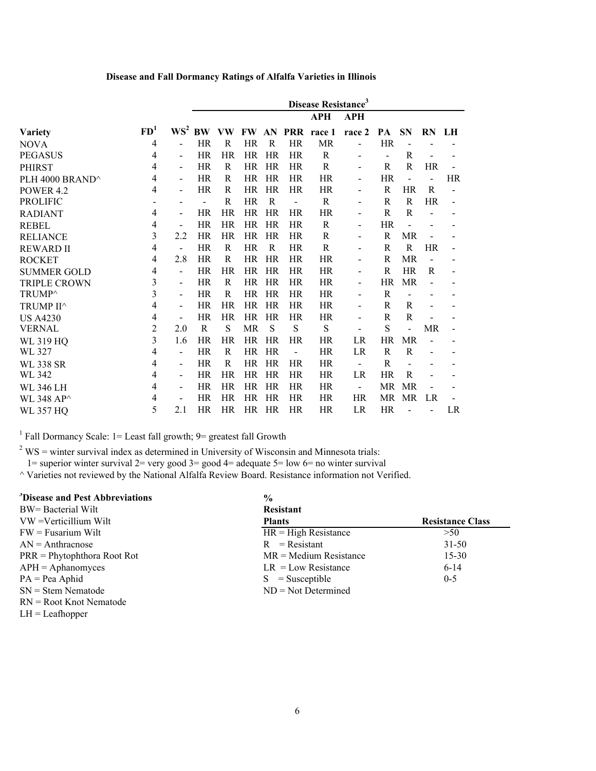**Disease and Fall Dormancy Ratings of Alfalfa Varieties in Illinois**

| | | | Disease Resistance[3] | | | | | | | | | | |
|---|---|---|---|---|---|---|---|---|---|---|---|---|---|
| | | | | | | | | APH | APH | | | | |
| Variety | FD[1] | WS[2] | BW | VW | FW | AN | PRR | race 1 | race 2 | PA | SN | RN | LH |
| NOVA | 4 | - | HR | R | HR | R | HR | MR | - | HR | - | - | - |
| PEGASUS | 4 | - | HR | HR | HR | HR | HR | R | - | - | R | - | - |
| PHIRST | 4 | - | HR | R | HR | HR | HR | R | - | R | R | HR | - |
| PLH 4000 BRAND^ | 4 | - | HR | R | HR | HR | HR | HR | - | HR | - | - | HR |
| POWER 4.2 | 4 | - | HR | R | HR | HR | HR | HR | - | R | HR | R | - |
| PROLIFIC | - | - | - | R | HR | R | - | R | - | R | R | HR | - |
| RADIANT | 4 | - | HR | HR | HR | HR | HR | HR | - | R | R | - | - |
| REBEL | 4 | - | HR | HR | HR | HR | HR | R | - | HR | - | - | - |
| RELIANCE | 3 | 2.2 | HR | HR | HR | HR | HR | R | - | R | MR | - | - |
| REWARD II | 4 | - | HR | R | HR | R | HR | R | - | R | R | HR | - |
| ROCKET | 4 | 2.8 | HR | R | HR | HR | HR | HR | - | R | MR | - | - |
| SUMMER GOLD | 4 | - | HR | HR | HR | HR | HR | HR | - | R | HR | R | - |
| TRIPLE CROWN | 3 | - | HR | R | HR | HR | HR | HR | - | HR | MR | - | - |
| TRUMP^ | 3 | - | HR | R | HR | HR | HR | HR | - | R | - | - | - |
| TRUMP II^ | 4 | - | HR | HR | HR | HR | HR | HR | - | R | R | - | - |
| US A4230 | 4 | - | HR | HR | HR | HR | HR | HR | - | R | R | - | - |
| VERNAL | 2 | 2.0 | R | S | MR | S | S | S | - | S | - | MR | - |
| WL 319 HQ | 3 | 1.6 | HR | HR | HR | HR | HR | HR | LR | HR | MR | - | - |
| WL 327 | 4 | - | HR | R | HR | HR | - | HR | LR | R | R | - | - |
| WL 338 SR | 4 | - | HR | R | HR | HR | HR | HR | - | R | - | - | - |
| WL 342 | 4 | - | HR | HR | HR | HR | HR | HR | LR | HR | R | - | - |
| WL 346 LH | 4 | - | HR | HR | HR | HR | HR | HR | - | MR | MR | - | - |
| WL 348 AP^ | 4 | - | HR | HR | HR | HR | HR | HR | HR | MR | MR | LR | - |
| WL 357 HQ | 5 | 2.1 | HR | HR | HR | HR | HR | HR | LR | HR | - | - | LR |

[1] Fall Dormancy Scale: 1= Least fall growth; 9= greatest fall Growth

[2] WS = winter survival index as determined in University of Wisconsin and Minnesota trials:
1= superior winter survival 2= very good 3= good 4= adequate 5= low 6= no winter survival

^ Varieties not reviewed by the National Alfalfa Review Board. Resistance information not Verified.

**[3]Disease and Pest Abbreviations**

BW= Bacterial Wilt
VW =Verticillium Wilt
FW = Fusarium Wilt
AN = Anthracnose
PRR = Phytophthora Root Rot
APH = Aphanomyces
PA = Pea Aphid
SN = Stem Nematode
RN = Root Knot Nematode
LH = Leafhopper

| % Resistant Plants | Resistance Class |
|---|---|
| HR = High Resistance | >50 |
| R = Resistant | 31-50 |
| MR = Medium Resistance | 15-30 |
| LR = Low Resistance | 6-14 |
| S = Susceptible | 0-5 |
| ND = Not Determined | |